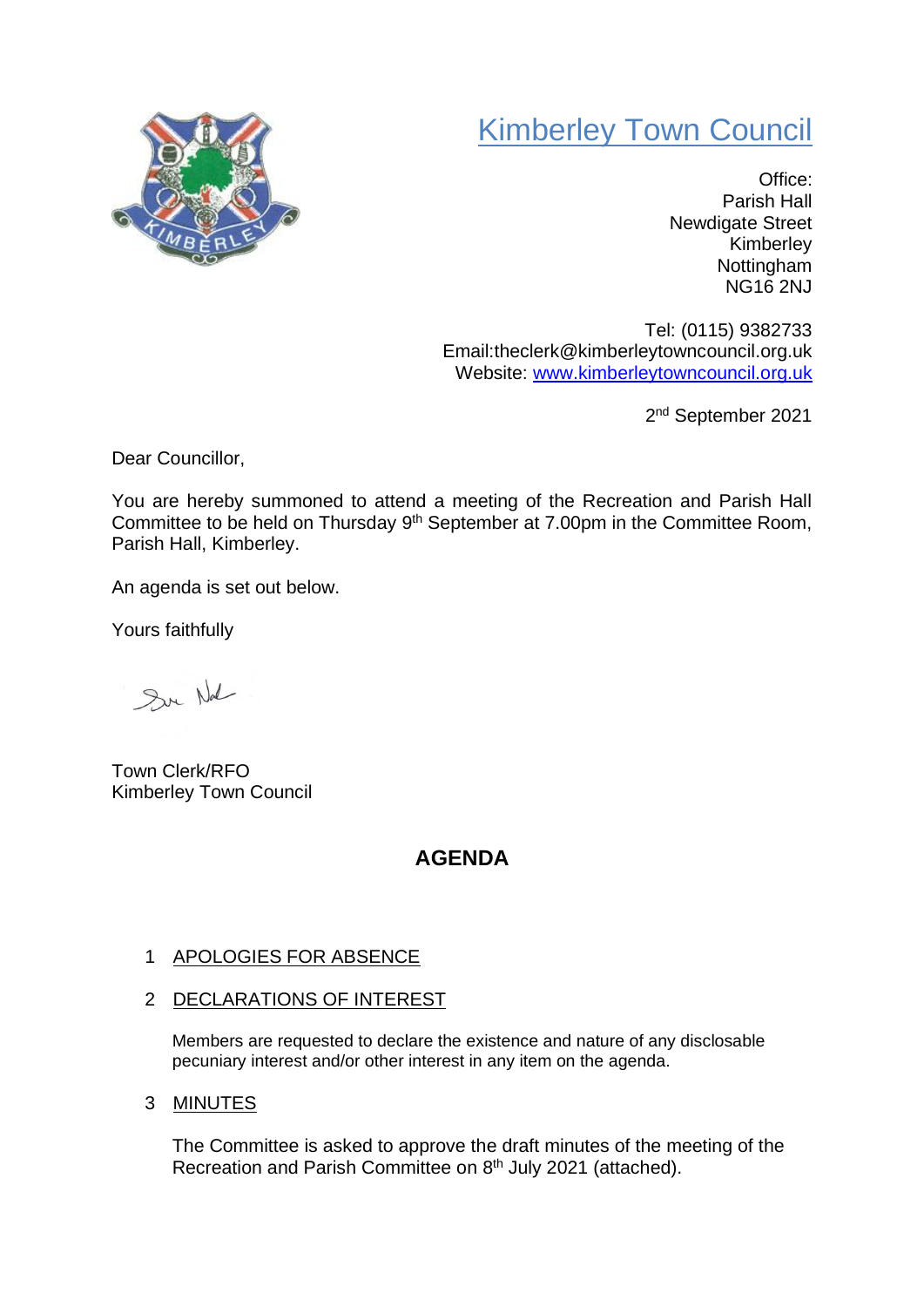# Kimberley Town Council

Office:
Parish Hall
Newdigate Street
Kimberley
Nottingham
NG16 2NJ

Tel: (0115) 9382733
Email:theclerk@kimberleytowncouncil.org.uk
Website: www.kimberleytowncouncil.org.uk

2nd September 2021

Dear Councillor,

You are hereby summoned to attend a meeting of the Recreation and Parish Hall Committee to be held on Thursday 9th September at 7.00pm in the Committee Room, Parish Hall, Kimberley.

An agenda is set out below.

Yours faithfully

Town Clerk/RFO
Kimberley Town Council

## AGENDA

1. APOLOGIES FOR ABSENCE

2. DECLARATIONS OF INTEREST

   Members are requested to declare the existence and nature of any disclosable pecuniary interest and/or other interest in any item on the agenda.

3. MINUTES

   The Committee is asked to approve the draft minutes of the meeting of the Recreation and Parish Committee on 8th July 2021 (attached).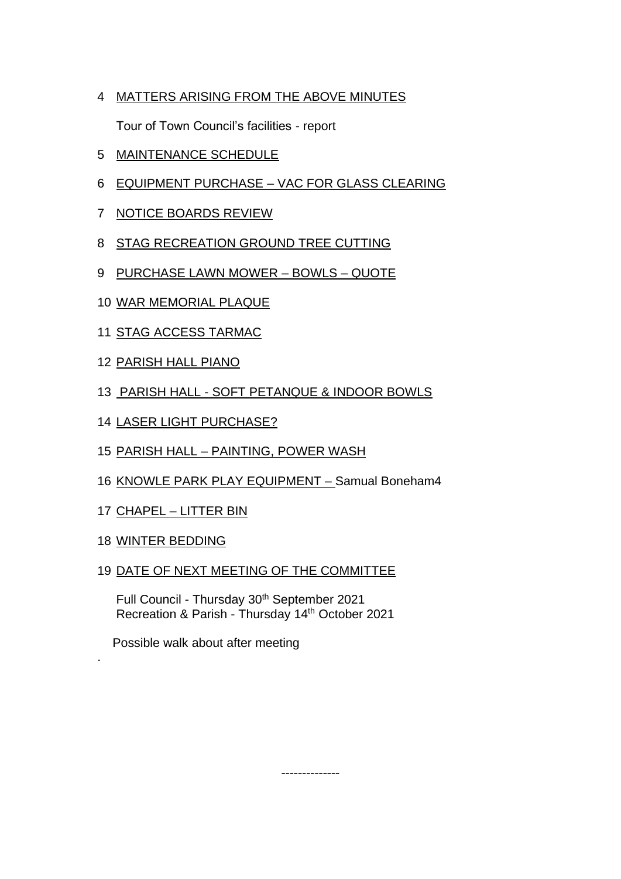4 MATTERS ARISING FROM THE ABOVE MINUTES

Tour of Town Council's facilities - report

5 MAINTENANCE SCHEDULE

6 EQUIPMENT PURCHASE – VAC FOR GLASS CLEARING

7 NOTICE BOARDS REVIEW

8 STAG RECREATION GROUND TREE CUTTING

9 PURCHASE LAWN MOWER – BOWLS – QUOTE

10 WAR MEMORIAL PLAQUE

11 STAG ACCESS TARMAC

12 PARISH HALL PIANO

13 PARISH HALL - SOFT PETANQUE & INDOOR BOWLS

14 LASER LIGHT PURCHASE?

15 PARISH HALL – PAINTING, POWER WASH

16 KNOWLE PARK PLAY EQUIPMENT – Samual Boneham4

17 CHAPEL – LITTER BIN

18 WINTER BEDDING

19 DATE OF NEXT MEETING OF THE COMMITTEE

Full Council - Thursday 30th September 2021
Recreation & Parish - Thursday 14th October 2021

Possible walk about after meeting

.

--------------